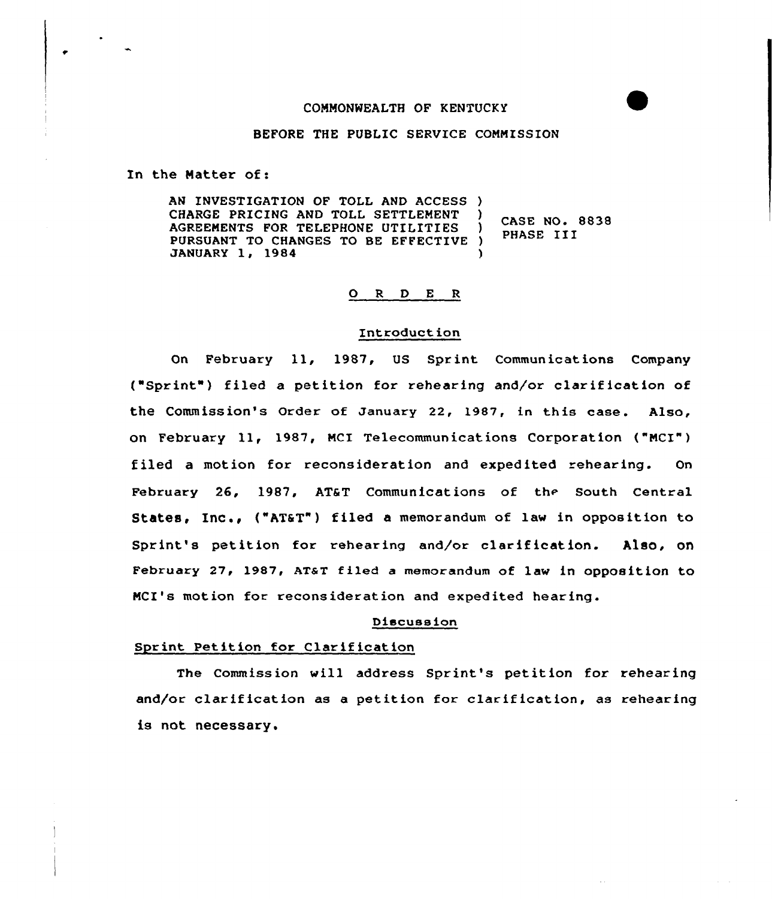COMMONWEALTH OF KENTUCKY

BEFORE THE PUBLIC SERVICE COMMISSION

In the Matter of:

| | | |
|---|---|---|
| AN INVESTIGATION OF TOLL AND ACCESS CHARGE PRICING AND TOLL SETTLEMENT AGREEMENTS FOR TELEPHONE UTILITIES PURSUANT TO CHANGES TO BE EFFECTIVE JANUARY 1, 1984 | ) | CASE NO. 8838 PHASE III |

## O R D E R

### Introduction

On February 11, 1987, US Sprint Communications Company ("Sprint") filed a petition for rehearing and/or clarification of the Commission's Order of January 22, 1987, in this case. Also, on February 11, 1987, MCI Telecommunications Corporation ("MCI") filed a motion for reconsideration and expedited rehearing. On February 26, 1987, AT&T Communications of the South Central States, Inc., ("AT&T") filed a memorandum of law in opposition to Sprint's petition for rehearing and/or clarification. Also, on February 27, 1987, AT&T filed a memorandum of law in opposition to MCI's motion for reconsideration and expedited hearing.

### Discussion

#### Sprint Petition for Clarification

The Commission will address Sprint's petition for rehearing and/or clarification as a petition for clarification, as rehearing is not necessary.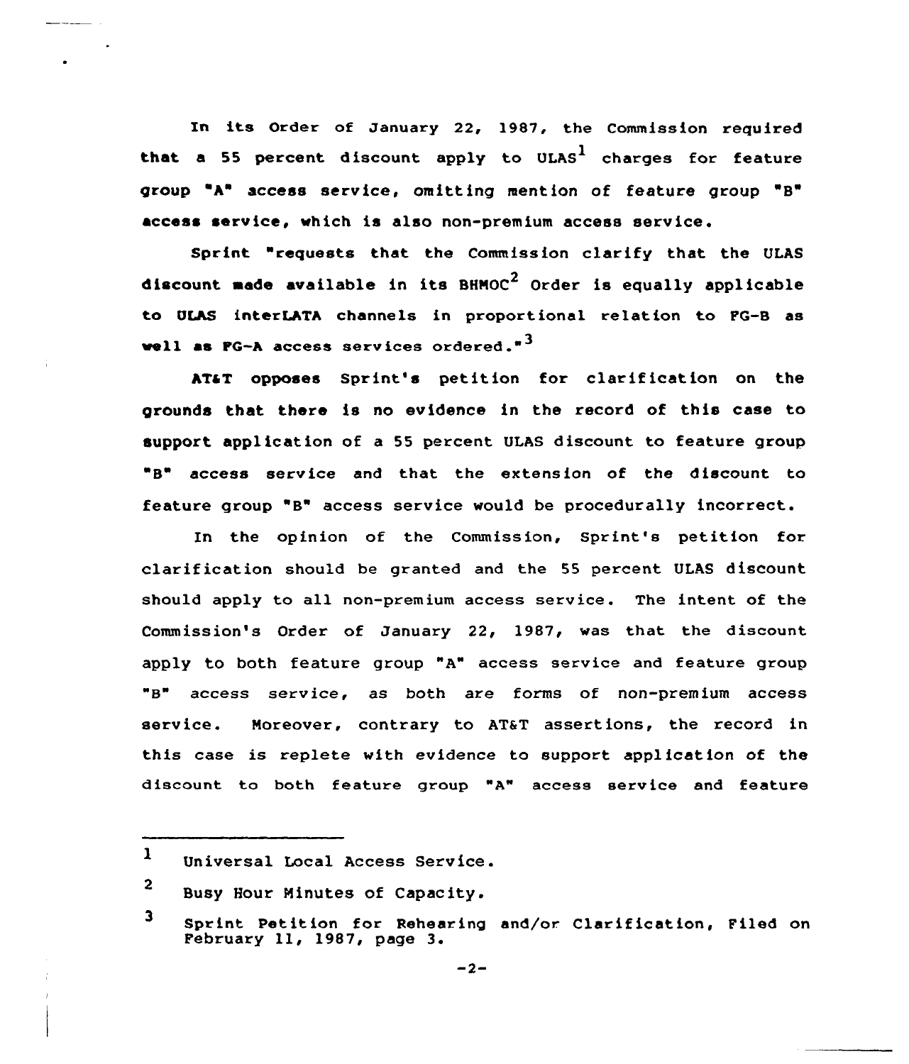In its Order of January 22, 1987, the Commission required that a 55 percent discount apply to ULAS[1] charges for feature group "A" access service, omitting mention of feature group "B" access service, which is also non-premium access service.

Sprint "requests that the Commission clarify that the ULAS discount made available in its BHMOC[2] Order is equally applicable to ULAS interLATA channels in proportional relation to FG-B as well as FG-A access services ordered."[3]

AT&T opposes Sprint's petition for clarification on the grounds that there is no evidence in the record of this case to support application of a 55 percent ULAS discount to feature group "B" access service and that the extension of the discount to feature group "B" access service would be procedurally incorrect.

In the opinion of the Commission, Sprint's petition for clarification should be granted and the 55 percent ULAS discount should apply to all non-premium access service. The intent of the Commission's Order of January 22, 1987, was that the discount apply to both feature group "A" access service and feature group "B" access service, as both are forms of non-premium access service. Moreover, contrary to AT&T assertions, the record in this case is replete with evidence to support application of the discount to both feature group "A" access service and feature

---

[1] Universal Local Access Service.

[2] Busy Hour Minutes of Capacity.

[3] Sprint Petition for Rehearing and/or Clarification, Filed on February 11, 1987, page 3.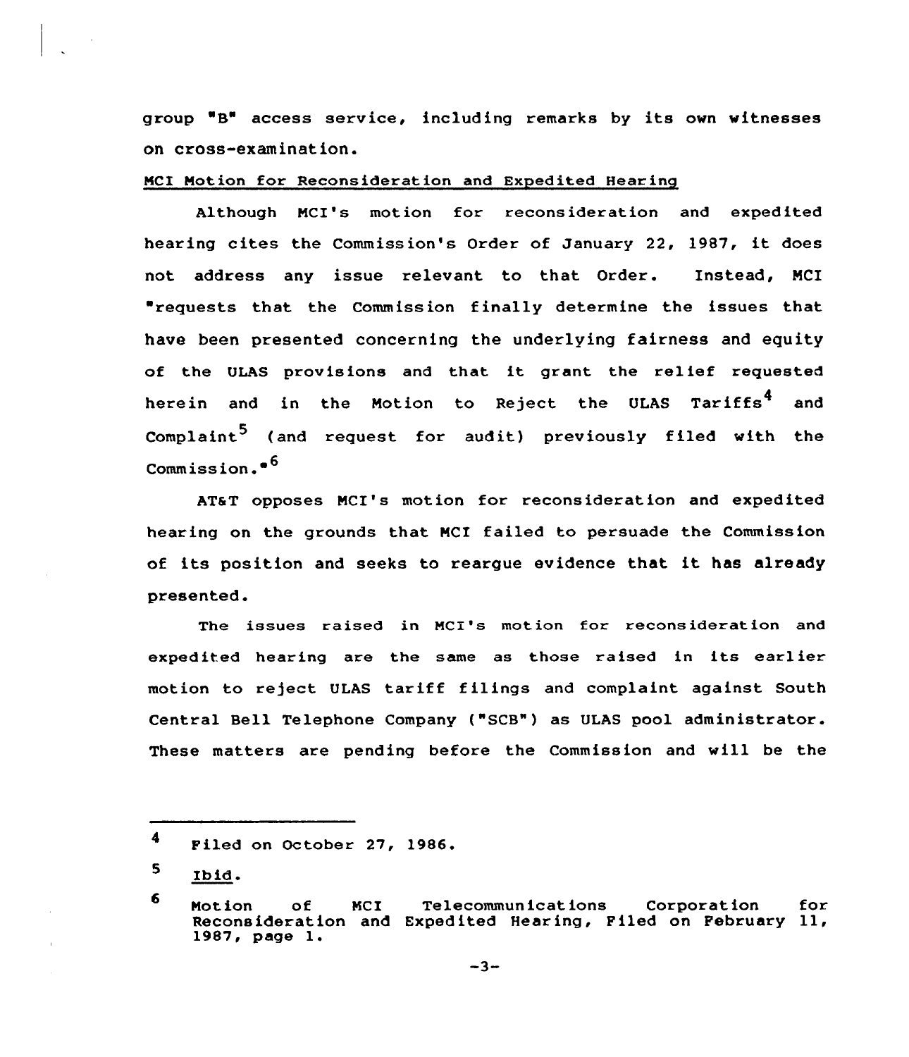group "B" access service, including remarks by its own witnesses on cross-examination.

MCI Motion for Reconsideration and Expedited Hearing

Although MCI's motion for reconsideration and expedited hearing cites the Commission's Order of January 22, 1987, it does not address any issue relevant to that Order. Instead, MCI "requests that the Commission finally determine the issues that have been presented concerning the underlying fairness and equity of the ULAS provisions and that it grant the relief requested herein and in the Motion to Reject the ULAS Tariffs[4] and Complaint[5] (and request for audit) previously filed with the Commission."[6]

AT&T opposes MCI's motion for reconsideration and expedited hearing on the grounds that MCI failed to persuade the Commission of its position and seeks to reargue evidence that it has already presented.

The issues raised in MCI's motion for reconsideration and expedited hearing are the same as those raised in its earlier motion to reject ULAS tariff filings and complaint against South Central Bell Telephone Company ("SCB") as ULAS pool administrator. These matters are pending before the Commission and will be the

---

[4] Filed on October 27, 1986.

[5] Ibid.

[6] Motion of MCI Telecommunications Corporation for Reconsideration and Expedited Hearing, Filed on February 11, 1987, page 1.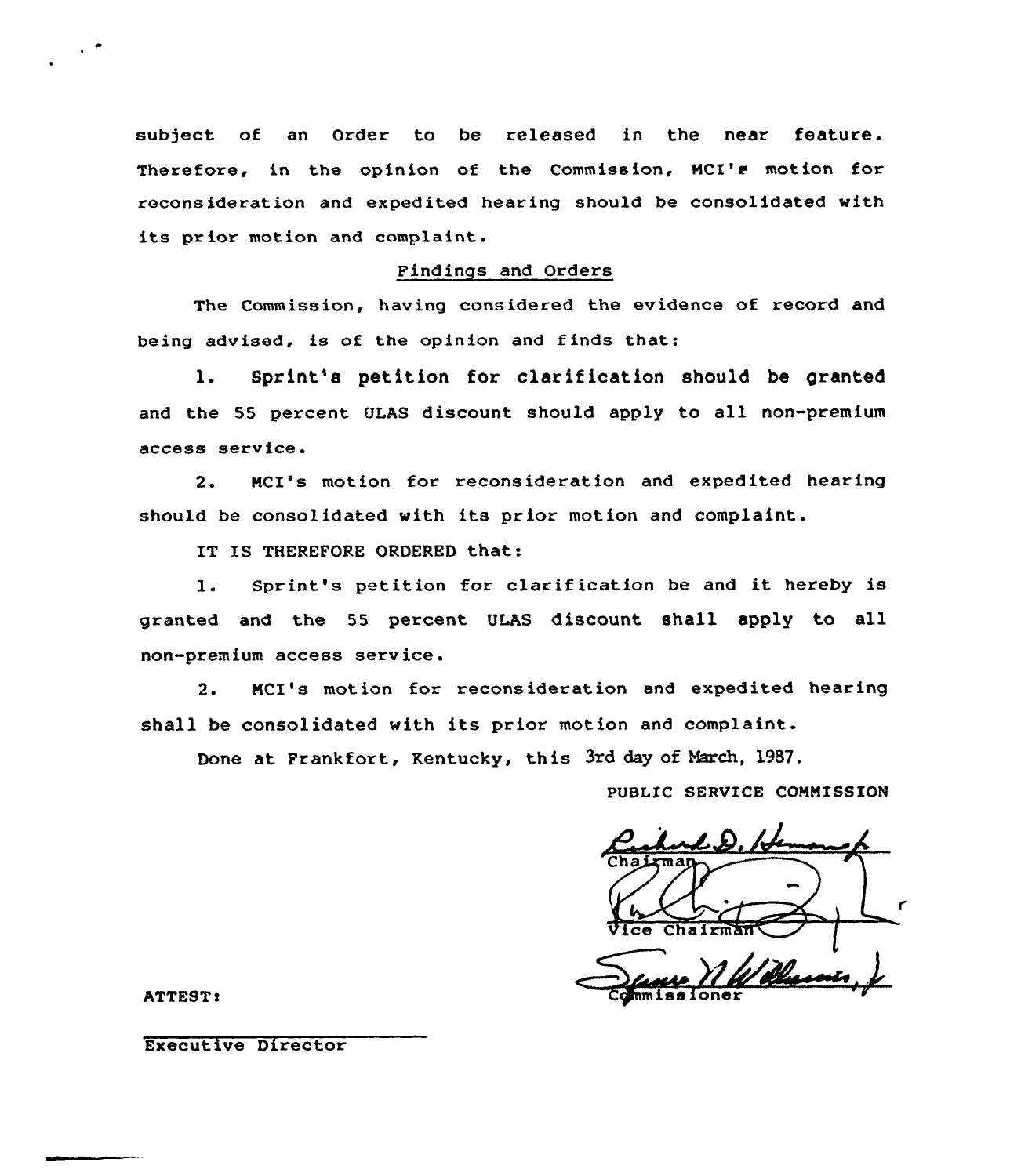subject of an Order to be released in the near feature. Therefore, in the opinion of the Commission, MCI's motion for reconsideration and expedited hearing should be consolidated with its prior motion and complaint.

## Findings and Orders

The Commission, having considered the evidence of record and being advised, is of the opinion and finds that:

1. Sprint's petition for clarification should be granted and the 55 percent ULAS discount should apply to all non-premium access service.

2. MCI's motion for reconsideration and expedited hearing should be consolidated with its prior motion and complaint.

IT IS THEREFORE ORDERED that:

1. Sprint's petition for clarification be and it hereby is granted and the 55 percent ULAS discount shall apply to all non-premium access service.

2. MCI's motion for reconsideration and expedited hearing shall be consolidated with its prior motion and complaint.

Done at Frankfort, Kentucky, this 3rd day of March, 1987.

PUBLIC SERVICE COMMISSION

Chairman

Vice Chairman

Commissioner

ATTEST:

Executive Director